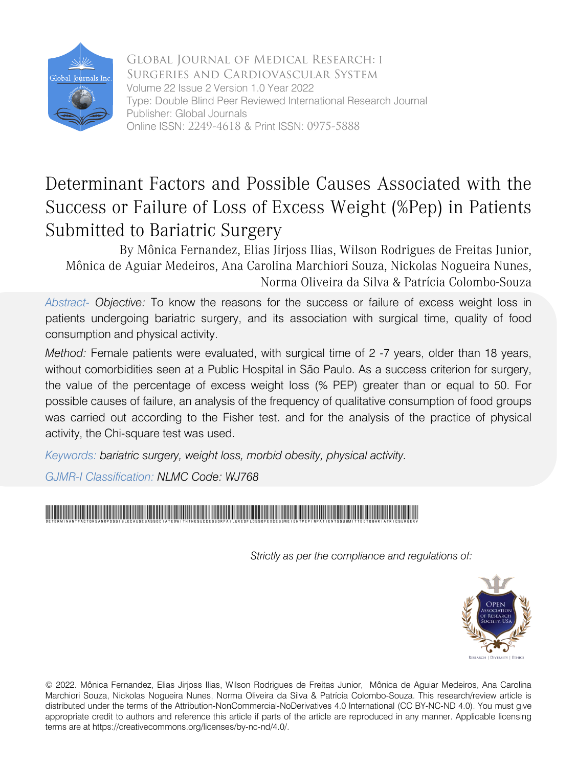Global Journal of Medical Research: I
Surgeries and Cardiovascular System
Volume 22 Issue 2 Version 1.0 Year 2022
Type: Double Blind Peer Reviewed International Research Journal
Publisher: Global Journals
Online ISSN: 2249-4618 & Print ISSN: 0975-5888

# Determinant Factors and Possible Causes Associated with the Success or Failure of Loss of Excess Weight (%Pep) in Patients Submitted to Bariatric Surgery

By Mônica Fernandez, Elias Jirjoss Ilias, Wilson Rodrigues de Freitas Junior, Mônica de Aguiar Medeiros, Ana Carolina Marchiori Souza, Nickolas Nogueira Nunes, Norma Oliveira da Silva & Patrícia Colombo-Souza

*Abstract- Objective:* To know the reasons for the success or failure of excess weight loss in patients undergoing bariatric surgery, and its association with surgical time, quality of food consumption and physical activity.

*Method:* Female patients were evaluated, with surgical time of 2 -7 years, older than 18 years, without comorbidities seen at a Public Hospital in São Paulo. As a success criterion for surgery, the value of the percentage of excess weight loss (% PEP) greater than or equal to 50. For possible causes of failure, an analysis of the frequency of qualitative consumption of food groups was carried out according to the Fisher test. and for the analysis of the practice of physical activity, the Chi-square test was used.

*Keywords: bariatric surgery, weight loss, morbid obesity, physical activity.*

*GJMR-I Classification: NLMC Code: WJ768*

DETERMINANTFACTORSANDPOSSIBLECAUSESASSOCIATEDWITHTHESUCCESSORFAILUREOFLOSSOFEXCESSWEIGHTPEPINPATIENTSSUBMITTEDTOBARIATRICSURGERY

*Strictly as per the compliance and regulations of:*

© 2022. Mônica Fernandez, Elias Jirjoss Ilias, Wilson Rodrigues de Freitas Junior, Mônica de Aguiar Medeiros, Ana Carolina Marchiori Souza, Nickolas Nogueira Nunes, Norma Oliveira da Silva & Patrícia Colombo-Souza. This research/review article is distributed under the terms of the Attribution-NonCommercial-NoDerivatives 4.0 International (CC BY-NC-ND 4.0). You must give appropriate credit to authors and reference this article if parts of the article are reproduced in any manner. Applicable licensing terms are at https://creativecommons.org/licenses/by-nc-nd/4.0/.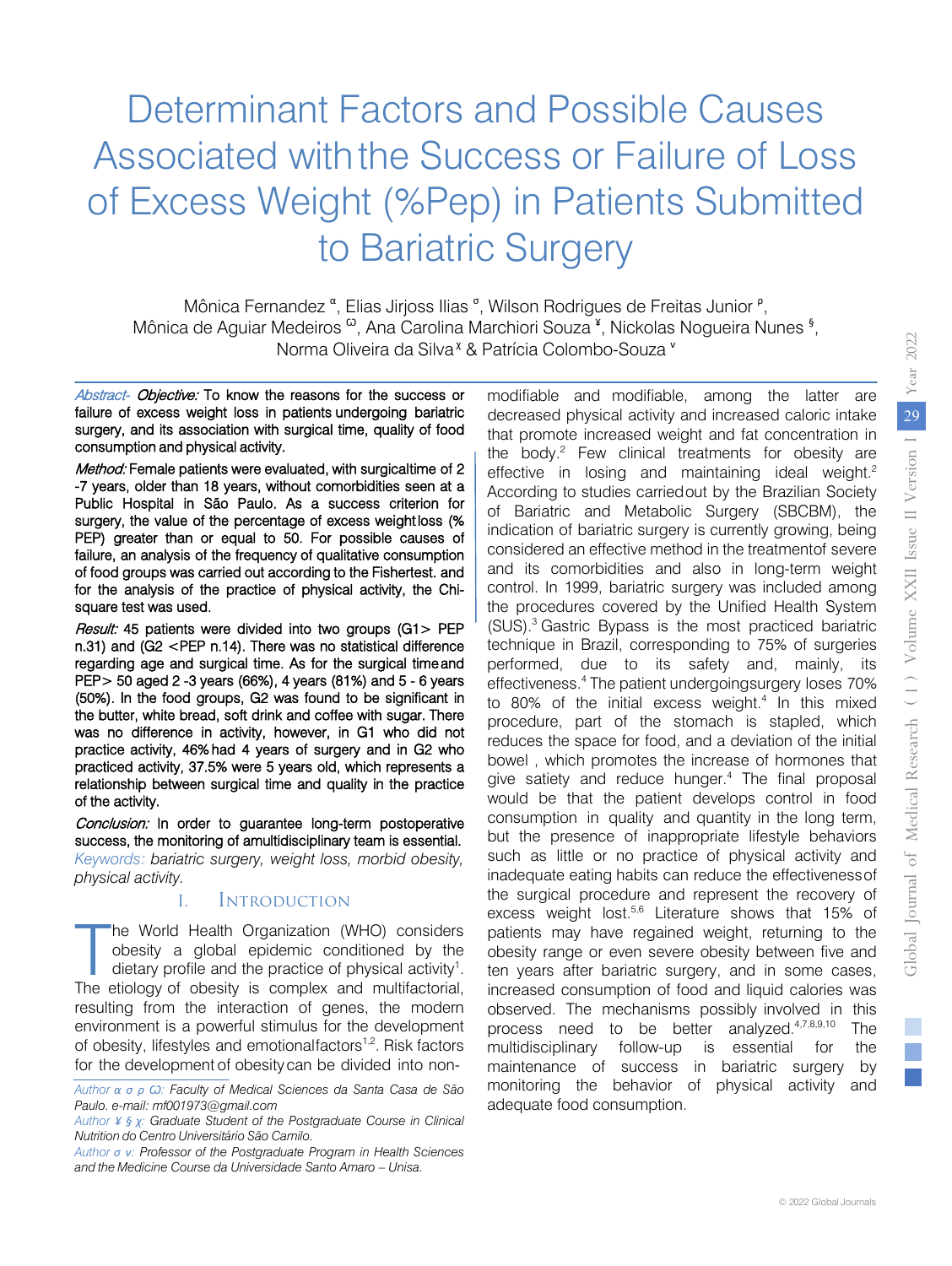# Determinant Factors and Possible Causes Associated with the Success or Failure of Loss of Excess Weight (%Pep) in Patients Submitted to Bariatric Surgery

Mônica Fernandez [α], Elias Jirjoss Ilias [σ], Wilson Rodrigues de Freitas Junior [ρ], Mônica de Aguiar Medeiros [Ѡ], Ana Carolina Marchiori Souza [¥], Nickolas Nogueira Nunes [§], Norma Oliveira da Silva [χ] & Patrícia Colombo-Souza [v]

*Abstract- Objective:* To know the reasons for the success or failure of excess weight loss in patients undergoing bariatric surgery, and its association with surgical time, quality of food consumption and physical activity.

*Method:* Female patients were evaluated, with surgicaltime of 2 -7 years, older than 18 years, without comorbidities seen at a Public Hospital in São Paulo. As a success criterion for surgery, the value of the percentage of excess weightloss (% PEP) greater than or equal to 50. For possible causes of failure, an analysis of the frequency of qualitative consumption of food groups was carried out according to the Fishertest. and for the analysis of the practice of physical activity, the Chi-square test was used.

*Result:* 45 patients were divided into two groups (G1> PEP n.31) and (G2 <PEP n.14). There was no statistical difference regarding age and surgical time. As for the surgical timeand PEP> 50 aged 2 -3 years (66%), 4 years (81%) and 5 - 6 years (50%). In the food groups, G2 was found to be significant in the butter, white bread, soft drink and coffee with sugar. There was no difference in activity, however, in G1 who did not practice activity, 46% had 4 years of surgery and in G2 who practiced activity, 37.5% were 5 years old, which represents a relationship between surgical time and quality in the practice of the activity.

*Conclusion:* In order to guarantee long-term postoperative success, the monitoring of amultidisciplinary team is essential.

*Keywords: bariatric surgery, weight loss, morbid obesity, physical activity.*

## I. Introduction

The World Health Organization (WHO) considers obesity a global epidemic conditioned by the dietary profile and the practice of physical activity[1]. The etiology of obesity is complex and multifactorial, resulting from the interaction of genes, the modern environment is a powerful stimulus for the development of obesity, lifestyles and emotionalfactors[1,2]. Risk factors for the development of obesitycan be divided into non-modifiable and modifiable, among the latter are decreased physical activity and increased caloric intake that promote increased weight and fat concentration in the body.[2] Few clinical treatments for obesity are effective in losing and maintaining ideal weight.[2] According to studies carriedout by the Brazilian Society of Bariatric and Metabolic Surgery (SBCBM), the indication of bariatric surgery is currently growing, being considered an effective method in the treatmentof severe and its comorbidities and also in long-term weight control. In 1999, bariatric surgery was included among the procedures covered by the Unified Health System (SUS).[3] Gastric Bypass is the most practiced bariatric technique in Brazil, corresponding to 75% of surgeries performed, due to its safety and, mainly, its effectiveness.[4] The patient undergoingsurgery loses 70% to 80% of the initial excess weight.[4] In this mixed procedure, part of the stomach is stapled, which reduces the space for food, and a deviation of the initial bowel , which promotes the increase of hormones that give satiety and reduce hunger.[4] The final proposal would be that the patient develops control in food consumption in quality and quantity in the long term, but the presence of inappropriate lifestyle behaviors such as little or no practice of physical activity and inadequate eating habits can reduce the effectivenessof the surgical procedure and represent the recovery of excess weight lost.[5,6] Literature shows that 15% of patients may have regained weight, returning to the obesity range or even severe obesity between five and ten years after bariatric surgery, and in some cases, increased consumption of food and liquid calories was observed. The mechanisms possibly involved in this process need to be better analyzed.[4,7,8,9,10] The multidisciplinary follow-up is essential for the maintenance of success in bariatric surgery by monitoring the behavior of physical activity and adequate food consumption.

*Author α σ ρ Ѡ: Faculty of Medical Sciences da Santa Casa de São Paulo. e-mail: mf001973@gmail.com*

*Author ¥ § χ: Graduate Student of the Postgraduate Course in Clinical Nutrition do Centro Universitário São Camilo.*

*Author σ v: Professor of the Postgraduate Program in Health Sciences and the Medicine Course da Universidade Santo Amaro – Unisa.*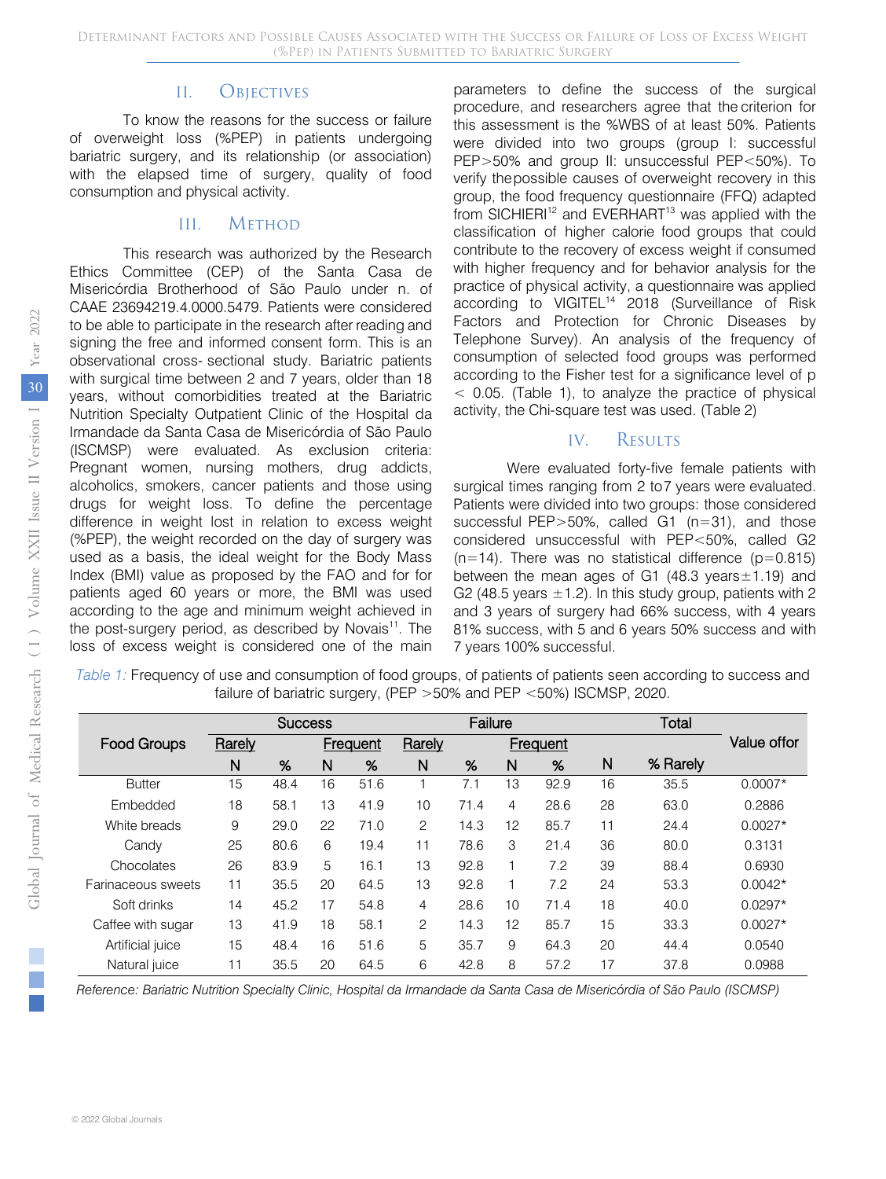## II. Objectives

To know the reasons for the success or failure of overweight loss (%PEP) in patients undergoing bariatric surgery, and its relationship (or association) with the elapsed time of surgery, quality of food consumption and physical activity.

## III. Method

This research was authorized by the Research Ethics Committee (CEP) of the Santa Casa de Misericórdia Brotherhood of São Paulo under n. of CAAE 23694219.4.0000.5479. Patients were considered to be able to participate in the research after reading and signing the free and informed consent form. This is an observational cross- sectional study. Bariatric patients with surgical time between 2 and 7 years, older than 18 years, without comorbidities treated at the Bariatric Nutrition Specialty Outpatient Clinic of the Hospital da Irmandade da Santa Casa de Misericórdia of São Paulo (ISCMSP) were evaluated. As exclusion criteria: Pregnant women, nursing mothers, drug addicts, alcoholics, smokers, cancer patients and those using drugs for weight loss. To define the percentage difference in weight lost in relation to excess weight (%PEP), the weight recorded on the day of surgery was used as a basis, the ideal weight for the Body Mass Index (BMI) value as proposed by the FAO and for for patients aged 60 years or more, the BMI was used according to the age and minimum weight achieved in the post-surgery period, as described by Novais[11]. The loss of excess weight is considered one of the main parameters to define the success of the surgical procedure, and researchers agree that the criterion for this assessment is the %WBS of at least 50%. Patients were divided into two groups (group I: successful PEP>50% and group II: unsuccessful PEP<50%). To verify the possible causes of overweight recovery in this group, the food frequency questionnaire (FFQ) adapted from SICHIERI[12] and EVERHART[13] was applied with the classification of higher calorie food groups that could contribute to the recovery of excess weight if consumed with higher frequency and for behavior analysis for the practice of physical activity, a questionnaire was applied according to VIGITEL[14] 2018 (Surveillance of Risk Factors and Protection for Chronic Diseases by Telephone Survey). An analysis of the frequency of consumption of selected food groups was performed according to the Fisher test for a significance level of $p < 0.05$. (Table 1), to analyze the practice of physical activity, the Chi-square test was used. (Table 2)

## IV. Results

Were evaluated forty-five female patients with surgical times ranging from 2 to7 years were evaluated. Patients were divided into two groups: those considered successful PEP>50%, called G1 (n=31), and those considered unsuccessful with PEP<50%, called G2 (n=14). There was no statistical difference (p=0.815) between the mean ages of G1 (48.3 years±1.19) and G2 (48.5 years ±1.2). In this study group, patients with 2 and 3 years of surgery had 66% success, with 4 years 81% success, with 5 and 6 years 50% success and with 7 years 100% successful.

*Table 1:* Frequency of use and consumption of food groups, of patients of patients seen according to success and failure of bariatric surgery, (PEP >50% and PEP <50%) ISCMSP, 2020.

| Food Groups | Success | | | | Failure | | | | Total | | Value offor |
|---|---|---|---|---|---|---|---|---|---|---|---|
| | Rarely | | Frequent | | Rarely | | Frequent | | | | |
| | N | % | N | % | N | % | N | % | N | % Rarely | |
| Butter | 15 | 48.4 | 16 | 51.6 | 1 | 7.1 | 13 | 92.9 | 16 | 35.5 | 0.0007* |
| Embedded | 18 | 58.1 | 13 | 41.9 | 10 | 71.4 | 4 | 28.6 | 28 | 63.0 | 0.2886 |
| White breads | 9 | 29.0 | 22 | 71.0 | 2 | 14.3 | 12 | 85.7 | 11 | 24.4 | 0.0027* |
| Candy | 25 | 80.6 | 6 | 19.4 | 11 | 78.6 | 3 | 21.4 | 36 | 80.0 | 0.3131 |
| Chocolates | 26 | 83.9 | 5 | 16.1 | 13 | 92.8 | 1 | 7.2 | 39 | 88.4 | 0.6930 |
| Farinaceous sweets | 11 | 35.5 | 20 | 64.5 | 13 | 92.8 | 1 | 7.2 | 24 | 53.3 | 0.0042* |
| Soft drinks | 14 | 45.2 | 17 | 54.8 | 4 | 28.6 | 10 | 71.4 | 18 | 40.0 | 0.0297* |
| Caffee with sugar | 13 | 41.9 | 18 | 58.1 | 2 | 14.3 | 12 | 85.7 | 15 | 33.3 | 0.0027* |
| Artificial juice | 15 | 48.4 | 16 | 51.6 | 5 | 35.7 | 9 | 64.3 | 20 | 44.4 | 0.0540 |
| Natural juice | 11 | 35.5 | 20 | 64.5 | 6 | 42.8 | 8 | 57.2 | 17 | 37.8 | 0.0988 |

*Reference: Bariatric Nutrition Specialty Clinic, Hospital da Irmandade da Santa Casa de Misericórdia of São Paulo (ISCMSP)*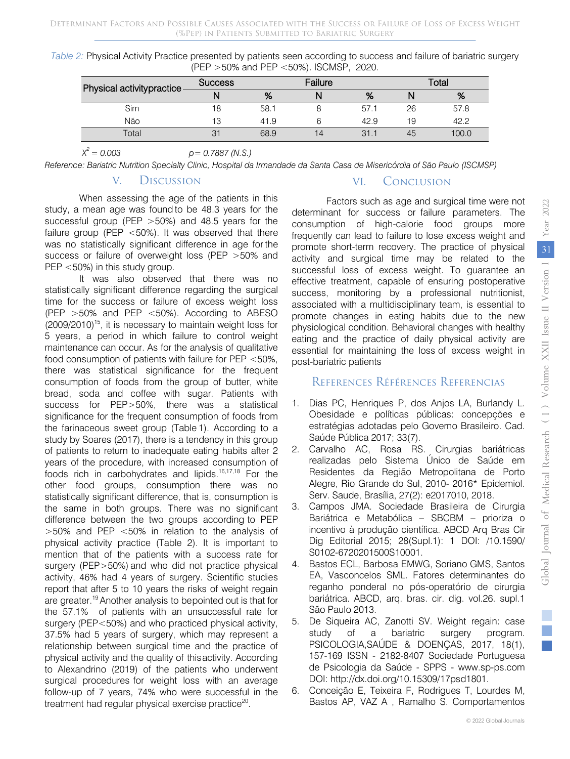*Table 2:* Physical Activity Practice presented by patients seen according to success and failure of bariatric surgery (PEP >50% and PEP <50%). ISCMSP, 2020.

| Physical activitypractice | Success | | Failure | | Total | |
|---|---|---|---|---|---|---|
| | N | % | N | % | N | % |
| Sim | 18 | 58.1 | 8 | 57.1 | 26 | 57.8 |
| Não | 13 | 41.9 | 6 | 42.9 | 19 | 42.2 |
| Total | 31 | 68.9 | 14 | 31.1 | 45 | 100.0 |

*$X^2 = 0.003$ $p = 0.7887$ (N.S.)*

*Reference: Bariatric Nutrition Specialty Clinic, Hospital da Irmandade da Santa Casa de Misericórdia de São Paulo (ISCMSP)*

## V. Discussion

When assessing the age of the patients in this study, a mean age was found to be 48.3 years for the successful group (PEP >50%) and 48.5 years for the failure group (PEP <50%). It was observed that there was no statistically significant difference in age for the success or failure of overweight loss (PEP >50% and PEP <50%) in this study group.

It was also observed that there was no statistically significant difference regarding the surgical time for the success or failure of excess weight loss (PEP >50% and PEP <50%). According to ABESO (2009/2010)[15], it is necessary to maintain weight loss for 5 years, a period in which failure to control weight maintenance can occur. As for the analysis of qualitative food consumption of patients with failure for PEP <50%, there was statistical significance for the frequent consumption of foods from the group of butter, white bread, soda and coffee with sugar. Patients with success for PEP>50%, there was a statistical significance for the frequent consumption of foods from the farinaceous sweet group (Table 1). According to a study by Soares (2017), there is a tendency in this group of patients to return to inadequate eating habits after 2 years of the procedure, with increased consumption of foods rich in carbohydrates and lipids.[16,17,18] For the other food groups, consumption there was no statistically significant difference, that is, consumption is the same in both groups. There was no significant difference between the two groups according to PEP >50% and PEP <50% in relation to the analysis of physical activity practice (Table 2). It is important to mention that of the patients with a success rate for surgery (PEP>50%) and who did not practice physical activity, 46% had 4 years of surgery. Scientific studies report that after 5 to 10 years the risks of weight regain are greater.[19] Another analysis to bepointed out is that for the 57.1% of patients with an unsuccessful rate for surgery (PEP<50%) and who practiced physical activity, 37.5% had 5 years of surgery, which may represent a relationship between surgical time and the practice of physical activity and the quality of thisactivity. According to Alexandrino (2019) of the patients who underwent surgical procedures for weight loss with an average follow-up of 7 years, 74% who were successful in the treatment had regular physical exercise practice[20].

## VI. Conclusion

Factors such as age and surgical time were not determinant for success or failure parameters. The consumption of high-calorie food groups more frequently can lead to failure to lose excess weight and promote short-term recovery. The practice of physical activity and surgical time may be related to the successful loss of excess weight. To guarantee an effective treatment, capable of ensuring postoperative success, monitoring by a professional nutritionist, associated with a multidisciplinary team, is essential to promote changes in eating habits due to the new physiological condition. Behavioral changes with healthy eating and the practice of daily physical activity are essential for maintaining the loss of excess weight in post-bariatric patients

## References Références Referencias

1. Dias PC, Henriques P, dos Anjos LA, Burlandy L. Obesidade e políticas públicas: concepções e estratégias adotadas pelo Governo Brasileiro. Cad. Saúde Pública 2017; 33(7).
2. Carvalho AC, Rosa RS. Cirurgias bariátricas realizadas pelo Sistema Único de Saúde em Residentes da Região Metropolitana de Porto Alegre, Rio Grande do Sul, 2010- 2016* Epidemiol. Serv. Saude, Brasília, 27(2): e2017010, 2018.
3. Campos JMA. Sociedade Brasileira de Cirurgia Bariátrica e Metabólica – SBCBM – prioriza o incentivo à produção científica. ABCD Arq Bras Cir Dig Editorial 2015; 28(Supl.1): 1 DOI: /10.1590/S0102-6720201500S10001.
4. Bastos ECL, Barbosa EMWG, Soriano GMS, Santos EA, Vasconcelos SML. Fatores determinantes do reganho ponderal no pós-operatório de cirurgia bariátrica. ABCD, arq. bras. cir. dig. vol.26. supl.1 São Paulo 2013.
5. De Siqueira AC, Zanotti SV. Weight regain: case study of a bariatric surgery program. PSICOLOGIA,SAÚDE & DOENÇAS, 2017, 18(1), 157-169 ISSN - 2182-8407 Sociedade Portuguesa de Psicologia da Saúde - SPPS - www.sp-ps.com DOI: http://dx.doi.org/10.15309/17psd1801.
6. Conceição E, Teixeira F, Rodrigues T, Lourdes M, Bastos AP, VAZ A , Ramalho S. Comportamentos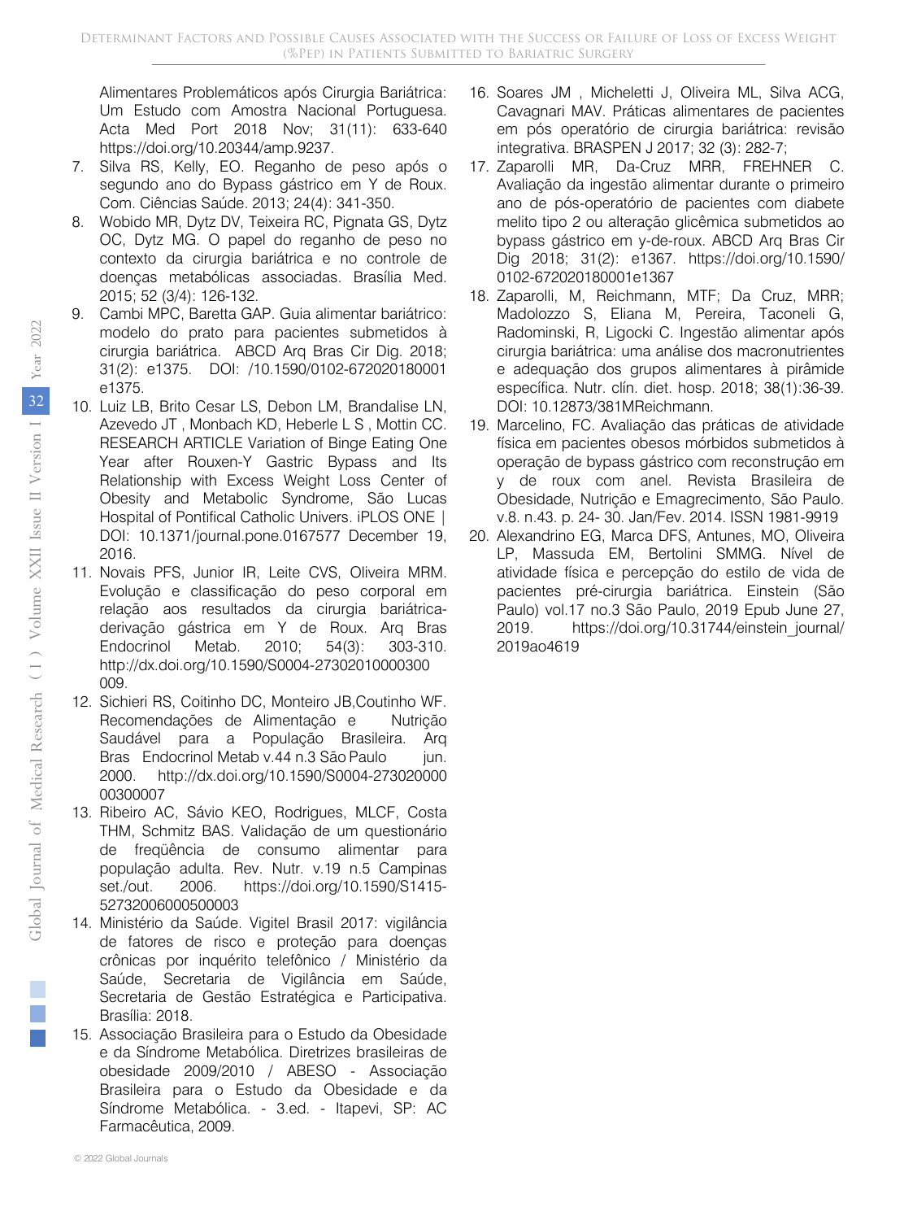Alimentares Problemáticos após Cirurgia Bariátrica: Um Estudo com Amostra Nacional Portuguesa. Acta Med Port 2018 Nov; 31(11): 633-640 https://doi.org/10.20344/amp.9237.

7. Silva RS, Kelly, EO. Reganho de peso após o segundo ano do Bypass gástrico em Y de Roux. Com. Ciências Saúde. 2013; 24(4): 341-350.
8. Wobido MR, Dytz DV, Teixeira RC, Pignata GS, Dytz OC, Dytz MG. O papel do reganho de peso no contexto da cirurgia bariátrica e no controle de doenças metabólicas associadas. Brasília Med. 2015; 52 (3/4): 126-132.
9. Cambi MPC, Baretta GAP. Guia alimentar bariátrico: modelo do prato para pacientes submetidos à cirurgia bariátrica. ABCD Arq Bras Cir Dig. 2018; 31(2): e1375. DOI: /10.1590/0102-672020180001e1375.
10. Luiz LB, Brito Cesar LS, Debon LM, Brandalise LN, Azevedo JT , Monbach KD, Heberle L S , Mottin CC. RESEARCH ARTICLE Variation of Binge Eating One Year after Rouxen-Y Gastric Bypass and Its Relationship with Excess Weight Loss Center of Obesity and Metabolic Syndrome, São Lucas Hospital of Pontifical Catholic Univers. iPLOS ONE | DOI: 10.1371/journal.pone.0167577 December 19, 2016.
11. Novais PFS, Junior IR, Leite CVS, Oliveira MRM. Evolução e classificação do peso corporal em relação aos resultados da cirurgia bariátrica-derivação gástrica em Y de Roux. Arq Bras Endocrinol Metab. 2010; 54(3): 303-310. http://dx.doi.org/10.1590/S0004-27302010000300009.
12. Sichieri RS, Coitinho DC, Monteiro JB,Coutinho WF. Recomendações de Alimentação e Nutrição Saudável para a População Brasileira. Arq Bras Endocrinol Metab v.44 n.3 São Paulo jun. 2000. http://dx.doi.org/10.1590/S0004-27302000000300007
13. Ribeiro AC, Sávio KEO, Rodrigues, MLCF, Costa THM, Schmitz BAS. Validação de um questionário de freqüência de consumo alimentar para população adulta. Rev. Nutr. v.19 n.5 Campinas set./out. 2006. https://doi.org/10.1590/S1415-52732006000500003
14. Ministério da Saúde. Vigitel Brasil 2017: vigilância de fatores de risco e proteção para doenças crônicas por inquérito telefônico / Ministério da Saúde, Secretaria de Vigilância em Saúde, Secretaria de Gestão Estratégica e Participativa. Brasília: 2018.
15. Associação Brasileira para o Estudo da Obesidade e da Síndrome Metabólica. Diretrizes brasileiras de obesidade 2009/2010 / ABESO - Associação Brasileira para o Estudo da Obesidade e da Síndrome Metabólica. - 3.ed. - Itapevi, SP: AC Farmacêutica, 2009.
16. Soares JM , Micheletti J, Oliveira ML, Silva ACG, Cavagnari MAV. Práticas alimentares de pacientes em pós operatório de cirurgia bariátrica: revisão integrativa. BRASPEN J 2017; 32 (3): 282-7;
17. Zaparolli MR, Da-Cruz MRR, FREHNER C. Avaliação da ingestão alimentar durante o primeiro ano de pós-operatório de pacientes com diabete melito tipo 2 ou alteração glicêmica submetidos ao bypass gástrico em y-de-roux. ABCD Arq Bras Cir Dig 2018; 31(2): e1367. https://doi.org/10.1590/0102-672020180001e1367
18. Zaparolli, M, Reichmann, MTF; Da Cruz, MRR; Madolozzo S, Eliana M, Pereira, Taconeli G, Radominski, R, Ligocki C. Ingestão alimentar após cirurgia bariátrica: uma análise dos macronutrientes e adequação dos grupos alimentares à pirâmide específica. Nutr. clín. diet. hosp. 2018; 38(1):36-39. DOI: 10.12873/381MReichmann.
19. Marcelino, FC. Avaliação das práticas de atividade física em pacientes obesos mórbidos submetidos à operação de bypass gástrico com reconstrução em y de roux com anel. Revista Brasileira de Obesidade, Nutrição e Emagrecimento, São Paulo. v.8. n.43. p. 24- 30. Jan/Fev. 2014. ISSN 1981-9919
20. Alexandrino EG, Marca DFS, Antunes, MO, Oliveira LP, Massuda EM, Bertolini SMMG. Nível de atividade física e percepção do estilo de vida de pacientes pré-cirurgia bariátrica. Einstein (São Paulo) vol.17 no.3 São Paulo, 2019 Epub June 27, 2019. https://doi.org/10.31744/einstein_journal/2019ao4619